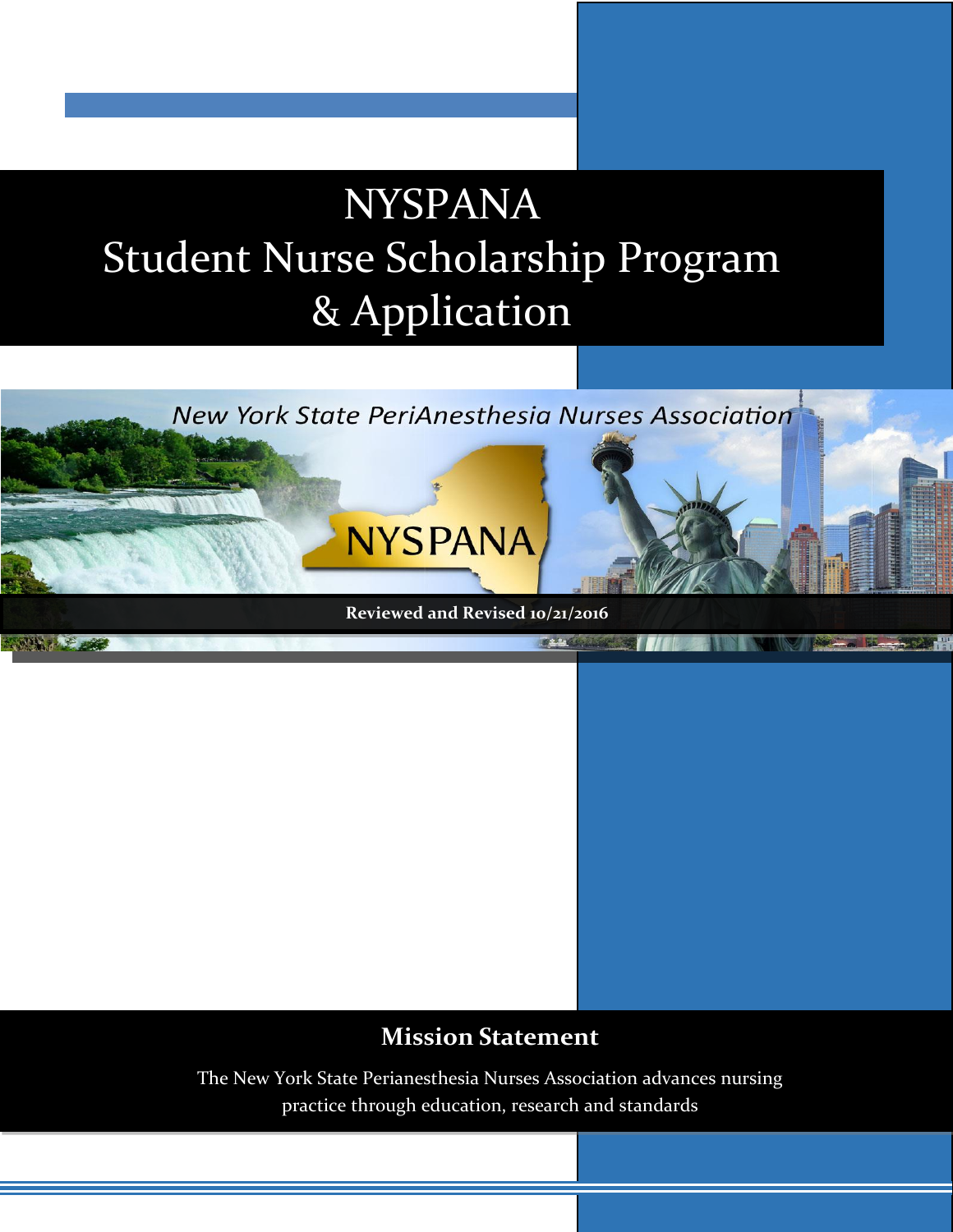# NYSPANA
# Student Nurse Scholarship Program & Application

New York State PeriAnesthesia Nurses Association

NYSPANA

**Reviewed and Revised 10/21/2016**

## Mission Statement

The New York State Perianesthesia Nurses Association advances nursing practice through education, research and standards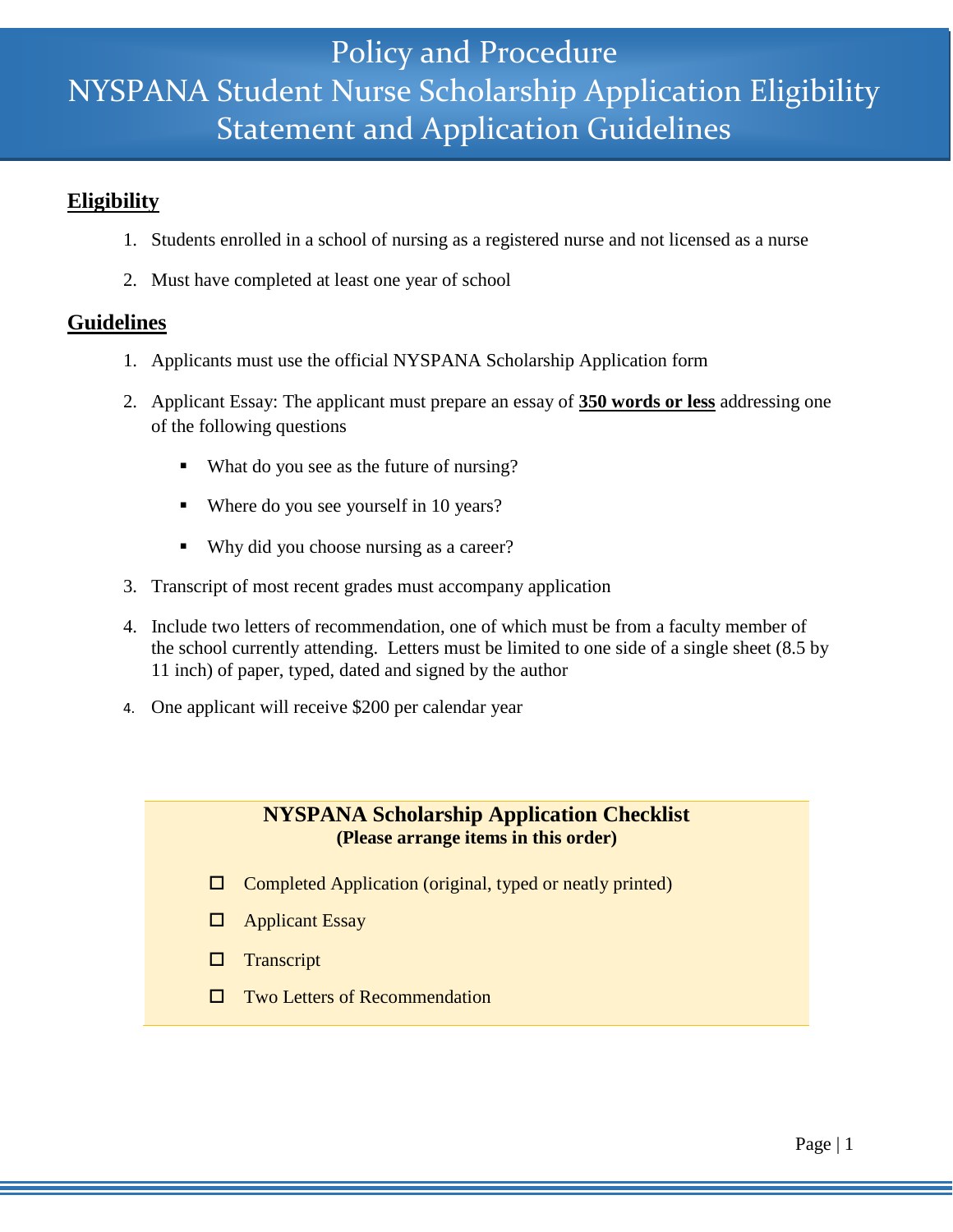# Policy and Procedure
# NYSPANA Student Nurse Scholarship Application Eligibility Statement and Application Guidelines

## Eligibility

1. Students enrolled in a school of nursing as a registered nurse and not licensed as a nurse
2. Must have completed at least one year of school

## Guidelines

1. Applicants must use the official NYSPANA Scholarship Application form
2. Applicant Essay: The applicant must prepare an essay of **350 words or less** addressing one of the following questions
   - What do you see as the future of nursing?
   - Where do you see yourself in 10 years?
   - Why did you choose nursing as a career?
3. Transcript of most recent grades must accompany application
4. Include two letters of recommendation, one of which must be from a faculty member of the school currently attending. Letters must be limited to one side of a single sheet (8.5 by 11 inch) of paper, typed, dated and signed by the author

4. One applicant will receive $200 per calendar year

**NYSPANA Scholarship Application Checklist**
**(Please arrange items in this order)**

- ☐ Completed Application (original, typed or neatly printed)
- ☐ Applicant Essay
- ☐ Transcript
- ☐ Two Letters of Recommendation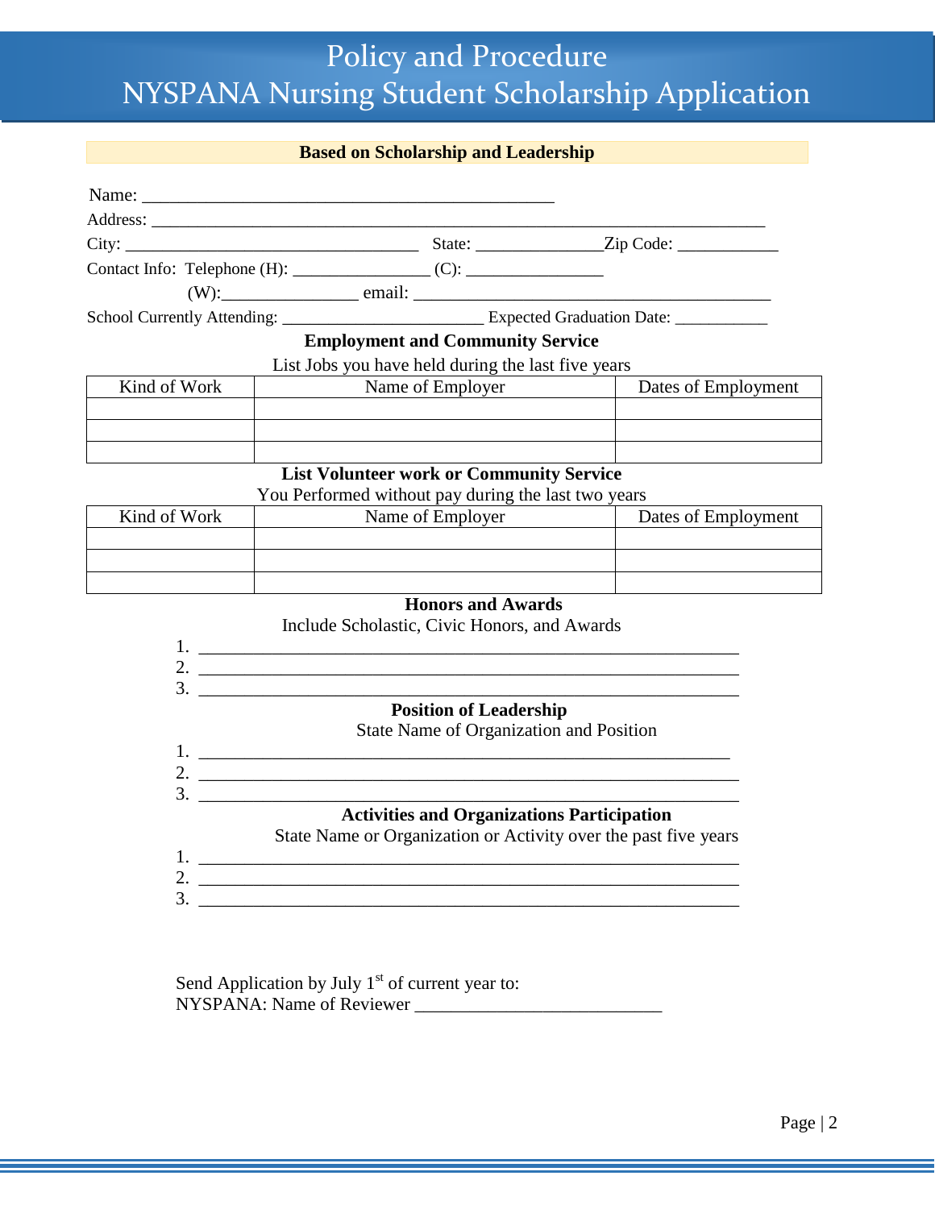# Policy and Procedure
# NYSPANA Nursing Student Scholarship Application

**Based on Scholarship and Leadership**

Name: _______________________________________________

Address: ______________________________________________________________________

City: _________________________________ State: ______________Zip Code: ___________

Contact Info: Telephone (H): ________________ (C): ________________

(W):_______________ email: ________________________________________

School Currently Attending: _______________________ Expected Graduation Date: ___________

**Employment and Community Service**

List Jobs you have held during the last five years

| Kind of Work | Name of Employer | Dates of Employment |
|---|---|---|
| | | |
| | | |
| | | |

**List Volunteer work or Community Service**

You Performed without pay during the last two years

| Kind of Work | Name of Employer | Dates of Employment |
|---|---|---|
| | | |
| | | |
| | | |

**Honors and Awards**

Include Scholastic, Civic Honors, and Awards

1. ____________________________________________________________
2. ____________________________________________________________
3. ____________________________________________________________

**Position of Leadership**

State Name of Organization and Position

1. ____________________________________________________________
2. ____________________________________________________________
3. ____________________________________________________________

**Activities and Organizations Participation**

State Name or Organization or Activity over the past five years

1. ____________________________________________________________
2. ____________________________________________________________
3. ____________________________________________________________

Send Application by July 1st of current year to:

NYSPANA: Name of Reviewer ___________________________